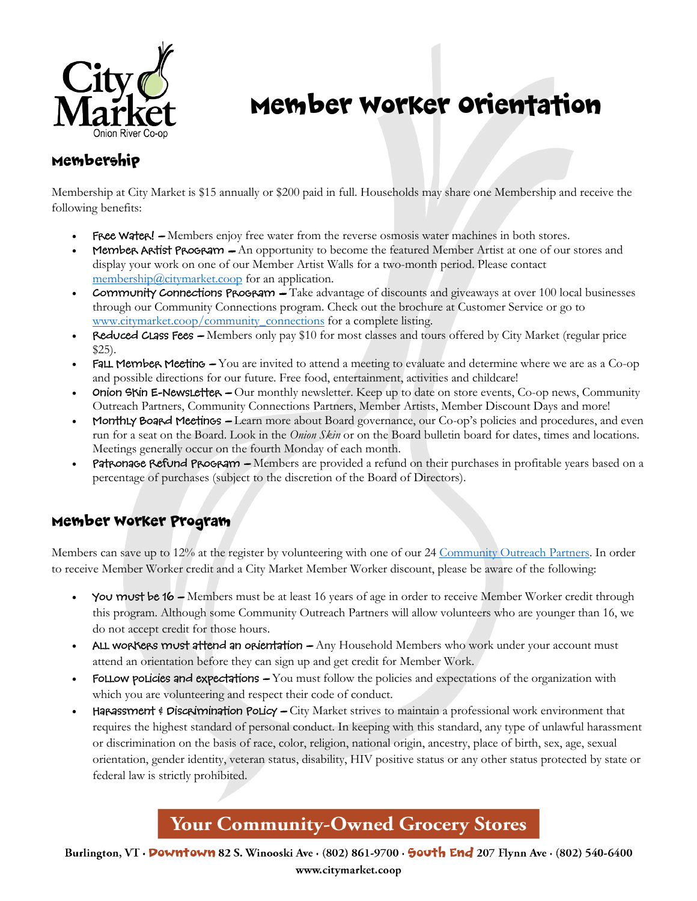# Member Worker Orientation

## Membership

Membership at City Market is $15 annually or $200 paid in full. Households may share one Membership and receive the following benefits:

- **Free Water!** – Members enjoy free water from the reverse osmosis water machines in both stores.
- **Member Artist Program** – An opportunity to become the featured Member Artist at one of our stores and display your work on one of our Member Artist Walls for a two-month period. Please contact membership@citymarket.coop for an application.
- **Community Connections Program** – Take advantage of discounts and giveaways at over 100 local businesses through our Community Connections program. Check out the brochure at Customer Service or go to www.citymarket.coop/community_connections for a complete listing.
- **Reduced Class Fees** – Members only pay $10 for most classes and tours offered by City Market (regular price $25).
- **Fall Member Meeting** – You are invited to attend a meeting to evaluate and determine where we are as a Co-op and possible directions for our future. Free food, entertainment, activities and childcare!
- **Onion Skin E-Newsletter** – Our monthly newsletter. Keep up to date on store events, Co-op news, Community Outreach Partners, Community Connections Partners, Member Artists, Member Discount Days and more!
- **Monthly Board Meetings** – Learn more about Board governance, our Co-op's policies and procedures, and even run for a seat on the Board. Look in the *Onion Skin* or on the Board bulletin board for dates, times and locations. Meetings generally occur on the fourth Monday of each month.
- **Patronage Refund Program** – Members are provided a refund on their purchases in profitable years based on a percentage of purchases (subject to the discretion of the Board of Directors).

## Member Worker Program

Members can save up to 12% at the register by volunteering with one of our 24 Community Outreach Partners. In order to receive Member Worker credit and a City Market Member Worker discount, please be aware of the following:

- **You must be 16** – Members must be at least 16 years of age in order to receive Member Worker credit through this program. Although some Community Outreach Partners will allow volunteers who are younger than 16, we do not accept credit for those hours.
- **All workers must attend an orientation** – Any Household Members who work under your account must attend an orientation before they can sign up and get credit for Member Work.
- **Follow policies and expectations** – You must follow the policies and expectations of the organization with which you are volunteering and respect their code of conduct.
- **Harassment & Discrimination Policy** – City Market strives to maintain a professional work environment that requires the highest standard of personal conduct. In keeping with this standard, any type of unlawful harassment or discrimination on the basis of race, color, religion, national origin, ancestry, place of birth, sex, age, sexual orientation, gender identity, veteran status, disability, HIV positive status or any other status protected by state or federal law is strictly prohibited.

**Your Community-Owned Grocery Stores**

Burlington, VT · **Downtown** 82 S. Winooski Ave · (802) 861-9700 · **South End** 207 Flynn Ave · (802) 540-6400
www.citymarket.coop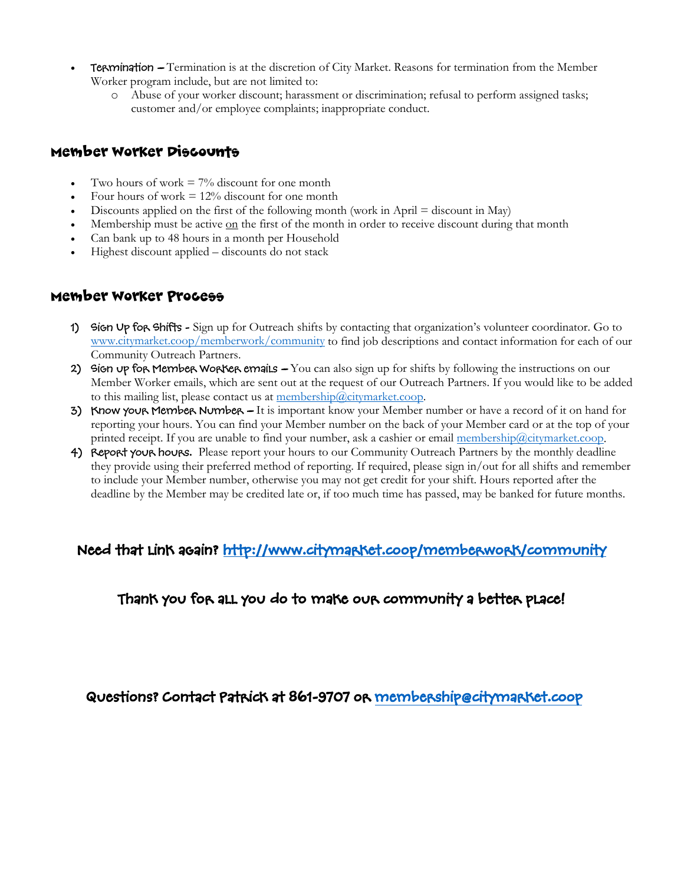- **Termination –** Termination is at the discretion of City Market. Reasons for termination from the Member Worker program include, but are not limited to:
  - Abuse of your worker discount; harassment or discrimination; refusal to perform assigned tasks; customer and/or employee complaints; inappropriate conduct.

## Member Worker Discounts

- Two hours of work = 7% discount for one month
- Four hours of work = 12% discount for one month
- Discounts applied on the first of the following month (work in April = discount in May)
- Membership must be active <u>on</u> the first of the month in order to receive discount during that month
- Can bank up to 48 hours in a month per Household
- Highest discount applied – discounts do not stack

## Member Worker Process

1) **Sign Up for Shifts -** Sign up for Outreach shifts by contacting that organization's volunteer coordinator. Go to [www.citymarket.coop/memberwork/community](www.citymarket.coop/memberwork/community) to find job descriptions and contact information for each of our Community Outreach Partners.
2) **Sign up for Member Worker emails –** You can also sign up for shifts by following the instructions on our Member Worker emails, which are sent out at the request of our Outreach Partners. If you would like to be added to this mailing list, please contact us at [membership@citymarket.coop](mailto:membership@citymarket.coop).
3) **Know your Member Number –** It is important know your Member number or have a record of it on hand for reporting your hours. You can find your Member number on the back of your Member card or at the top of your printed receipt. If you are unable to find your number, ask a cashier or email [membership@citymarket.coop](mailto:membership@citymarket.coop).
4) **Report your hours.** Please report your hours to our Community Outreach Partners by the monthly deadline they provide using their preferred method of reporting. If required, please sign in/out for all shifts and remember to include your Member number, otherwise you may not get credit for your shift. Hours reported after the deadline by the Member may be credited late or, if too much time has passed, may be banked for future months.

### Need that Link again? [http://www.citymarket.coop/memberwork/community](http://www.citymarket.coop/memberwork/community)

### Thank you for all you do to make our community a better place!

### Questions? Contact Patrick at 861-9707 or [membership@citymarket.coop](mailto:membership@citymarket.coop)